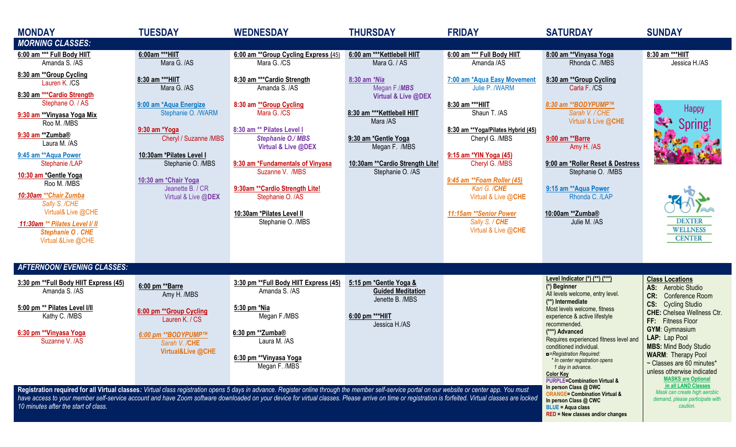## MORNING CLASSES:

| MONDAY | TUESDAY | WEDNESDAY | THURSDAY | FRIDAY | SATURDAY | SUNDAY |
|---|---|---|---|---|---|---|
| 6:00 am *** Full Body HIIT<br>Amanda S. /AS | 6:00am ***HIIT<br>Mara G. /AS | 6:00 am **Group Cycling Express (45)<br>Mara G. /CS | 6:00 am ***Kettlebell HIIT<br>Mara G. / AS | 6:00 am *** Full Body HIIT<br>Amanda /AS | 8:00 am **Vinyasa Yoga<br>Rhonda C. /MBS | 8:30 am ***HIIT<br>Jessica H./AS |
| 8:30 am **Group Cycling<br>Lauren K. /CS | 8:30 am ***HIIT<br>Mara G. /AS | 8:30 am ***Cardio Strength<br>Amanda S. /AS | *8:30 am *Nia*<br>*Megan F./MBS*<br>**Virtual & Live @DEX** | 7:00 am *Aqua Easy Movement<br>Julie P. /WARM | 8:30 am **Group Cycling<br>Carla F. /CS | Happy Spring! |
| 8:30 am ***Cardio Strength<br>Stephane O. / AS | 9:00 am *Aqua Energize<br>Stephanie O. /WARM | 8:30 am **Group Cycling<br>Mara G. /CS | 8:30 am ***Kettlebell HIIT<br>Mara /AS | 8:30 am ***HIIT<br>Shaun T. /AS | *8:30 am **BODYPUMP™*<br>*Sarah V. / CHE*<br>Virtual & Live @CHE | |
| 9:30 am **Vinyasa Yoga Mix<br>Roo M. /MBS | 9:30 am *Yoga<br>Cheryl / Suzanne /MBS | 8:30 am ** Pilates Level I<br>***Stephanie O./ MBS***<br>**Virtual & Live @DEX** | 9:30 am *Gentle Yoga<br>Megan F. /MBS | 8:30 am **Yoga/Pilates Hybrid (45)<br>Cheryl G. /MBS | 9:00 am **Barre<br>Amy H. /AS | |
| 9:30 am **Zumba®<br>Laura M. /AS | 10:30am *Pilates Level I<br>Stephanie O. /MBS | 9:30 am *Fundamentals of Vinyasa<br>Suzanne V. /MBS | 10:30am **Cardio Strength Lite!<br>Stephanie O. /AS | 9:15 am *YIN Yoga (45)<br>Cheryl G. /MBS | 9:00 am *Roller Reset & Destress<br>Stephanie O. /MBS | DEXTER WELLNESS CENTER |
| 9:45 am **Aqua Power<br>Stephanie /LAP | 10:30 am *Chair Yoga<br>Jeanette B. / CR<br>Virtual & Live @DEX | 9:30am **Cardio Strength Lite!<br>Stephanie O. /AS | | *9:45 am **Foam Roller (45)*<br>*Kari G. /CHE*<br>Virtual & Live @CHE | 9:15 am **Aqua Power<br>Rhonda C. /LAP | |
| 10:30 am *Gentle Yoga<br>Roo M. /MBS | | 10:30am *Pilates Level II<br>Stephanie O. /MBS | | *11:15am **Senior Power*<br>*Sally S. / CHE*<br>Virtual & Live @CHE | 10:00am **Zumba®<br>Julie M. /AS | |
| *10:30am **Chair Zumba*<br>*Sally S. /CHE*<br>Virtual& Live @CHE | | | | | | |
| *11:30am ** Pilates Level I/ II*<br>***Stephanie O . CHE***<br>Virtual &Live @CHE | | | | | | |

## AFTERNOON/ EVENING CLASSES:

| MONDAY | TUESDAY | WEDNESDAY | THURSDAY | FRIDAY |
|---|---|---|---|---|
| 3:30 pm **Full Body HIIT Express (45)<br>Amanda S. /AS | 6:00 pm **Barre<br>Amy H. /MBS | 3:30 pm **Full Body HIIT Express (45)<br>Amanda S. /AS | 5:15 pm *Gentle Yoga & Guided Meditation<br>Jenette B. /MBS | |
| 5:00 pm ** Pilates Level I/II<br>Kathy C. /MBS | 6:00 pm **Group Cycling<br>Lauren K. / CS | 5:30 pm *Nia<br>Megan F./MBS | 6:00 pm ***HIIT<br>Jessica H./AS | |
| 6:30 pm **Vinyasa Yoga<br>Suzanne V. /AS | *6:00 pm **BODYPUMP™*<br>*Sarah V. /CHE*<br>**Virtual&Live @CHE** | 6:30 pm **Zumba®<br>Laura M. /AS | | |
| | | 6:30 pm **Vinyasa Yoga<br>Megan F. /MBS | | |

**Registration required for all Virtual classes***: Virtual class registration opens 5 days in advance. Register online through the member self-service portal on our website or center app. You must have access to your member self-service account and have Zoom software downloaded on your device for virtual classes. Please arrive on time or registration is forfeited. Virtual classes are locked 10 minutes after the start of class.*

**Level Indicator (*) (**) (***)**

**(*) Beginner**
All levels welcome, entry level.

**(**) Intermediate**
Most levels welcome, fitness experience & active lifestyle recommended.

**(***) Advanced**
Requires experienced fitness level and conditioned individual.

¤=*Registration Required:*
*\* In center registration opens 1 day in advance.*

**Color Key**
**PURPLE=Combination Virtual & In person Class @ DWC**
**ORANGE= Combination Virtual & In person Class @ CWC**
**BLUE = Aqua class**
**RED = New classes and/or changes**

**Class Locations**
- **AS:** Aerobic Studio
- **CR:** Conference Room
- **CS:** Cycling Studio
- **CHE:** Chelsea Wellness Ctr.
- **FF:** Fitness Floor
- **GYM**: Gymnasium
- **LAP:** Lap Pool
- **MBS:** Mind Body Studio
- **WARM**: Therapy Pool

~ Classes are 60 minutes* unless otherwise indicated

**MASKS are Optional in all LAND Classes**
*Mask can create high aerobic demand, please participate with caution.*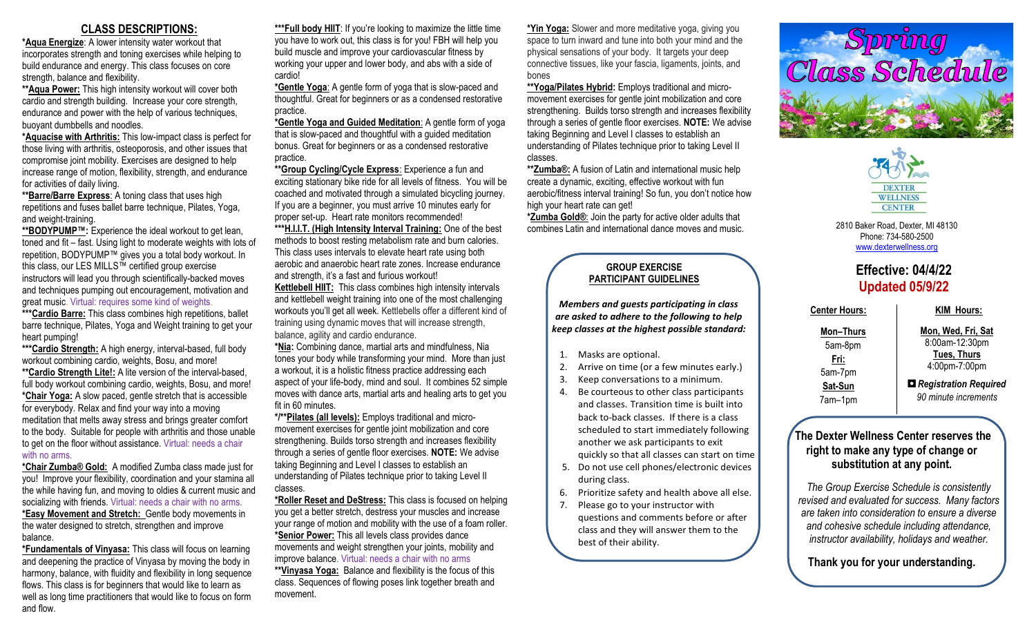## CLASS DESCRIPTIONS:

**\*Aqua Energize**: A lower intensity water workout that incorporates strength and toning exercises while helping to build endurance and energy. This class focuses on core strength, balance and flexibility.

**\*\*Aqua Power:** This high intensity workout will cover both cardio and strength building. Increase your core strength, endurance and power with the help of various techniques, buoyant dumbbells and noodles.

**\*Aquacise with Arthritis:** This low-impact class is perfect for those living with arthritis, osteoporosis, and other issues that compromise joint mobility. Exercises are designed to help increase range of motion, flexibility, strength, and endurance for activities of daily living.

**\*\*Barre/Barre Express**: A toning class that uses high repetitions and fuses ballet barre technique, Pilates, Yoga, and weight-training.

**\*\*BODYPUMP™:** Experience the ideal workout to get lean, toned and fit – fast. Using light to moderate weights with lots of repetition, BODYPUMP™ gives you a total body workout. In this class, our LES MILLS™ certified group exercise instructors will lead you through scientifically-backed moves and techniques pumping out encouragement, motivation and great music. Virtual: requires some kind of weights.

**\*\*\*Cardio Barre:** This class combines high repetitions, ballet barre technique, Pilates, Yoga and Weight training to get your heart pumping!

**\*\*\*Cardio Strength:** A high energy, interval-based, full body workout combining cardio, weights, Bosu, and more!

**\*\*Cardio Strength Lite!:** A lite version of the interval-based, full body workout combining cardio, weights, Bosu, and more!

**\*Chair Yoga:** A slow paced, gentle stretch that is accessible for everybody. Relax and find your way into a moving meditation that melts away stress and brings greater comfort to the body. Suitable for people with arthritis and those unable to get on the floor without assistance. Virtual: needs a chair with no arms.

**\*Chair Zumba® Gold:** A modified Zumba class made just for you! Improve your flexibility, coordination and your stamina all the while having fun, and moving to oldies & current music and socializing with friends. Virtual: needs a chair with no arms.

**\*Easy Movement and Stretch:** Gentle body movements in the water designed to stretch, strengthen and improve balance.

**\*Fundamentals of Vinyasa:** This class will focus on learning and deepening the practice of Vinyasa by moving the body in harmony, balance, with fluidity and flexibility in long sequence flows. This class is for beginners that would like to learn as well as long time practitioners that would like to focus on form and flow.

**\*\*\*Full body HIIT**: If you're looking to maximize the little time you have to work out, this class is for you! FBH will help you build muscle and improve your cardiovascular fitness by working your upper and lower body, and abs with a side of cardio!

**\*Gentle Yoga**: A gentle form of yoga that is slow-paced and thoughtful. Great for beginners or as a condensed restorative practice.

**\*Gentle Yoga and Guided Meditation**: A gentle form of yoga that is slow-paced and thoughtful with a guided meditation bonus. Great for beginners or as a condensed restorative practice.

**\*\*Group Cycling/Cycle Express**: Experience a fun and exciting stationary bike ride for all levels of fitness. You will be coached and motivated through a simulated bicycling journey. If you are a beginner, you must arrive 10 minutes early for proper set-up. Heart rate monitors recommended!

**\*\*\*H.I.I.T. (High Intensity Interval Training:** One of the best methods to boost resting metabolism rate and burn calories. This class uses intervals to elevate heart rate using both aerobic and anaerobic heart rate zones. Increase endurance and strength, it's a fast and furious workout!

**Kettlebell HIIT:** This class combines high intensity intervals and kettlebell weight training into one of the most challenging workouts you'll get all week. Kettlebells offer a different kind of training using dynamic moves that will increase strength, balance, agility and cardio endurance.

**\*Nia:** Combining dance, martial arts and mindfulness, Nia tones your body while transforming your mind. More than just a workout, it is a holistic fitness practice addressing each aspect of your life-body, mind and soul. It combines 52 simple moves with dance arts, martial arts and healing arts to get you fit in 60 minutes.

**\*/\*\*Pilates (all levels):** Employs traditional and micro-movement exercises for gentle joint mobilization and core strengthening. Builds torso strength and increases flexibility through a series of gentle floor exercises. **NOTE:** We advise taking Beginning and Level I classes to establish an understanding of Pilates technique prior to taking Level II classes.

**\*Roller Reset and DeStress:** This class is focused on helping you get a better stretch, destress your muscles and increase your range of motion and mobility with the use of a foam roller.

**\*Senior Power:** This all levels class provides dance movements and weight strengthen your joints, mobility and improve balance. Virtual: needs a chair with no arms

**\*\*Vinyasa Yoga:** Balance and flexibility is the focus of this class. Sequences of flowing poses link together breath and movement.

**\*Yin Yoga:** Slower and more meditative yoga, giving you space to turn inward and tune into both your mind and the physical sensations of your body. It targets your deep connective tissues, like your fascia, ligaments, joints, and bones

**\*\*Yoga/Pilates Hybrid:** Employs traditional and micro-movement exercises for gentle joint mobilization and core strengthening. Builds torso strength and increases flexibility through a series of gentle floor exercises. **NOTE:** We advise taking Beginning and Level I classes to establish an understanding of Pilates technique prior to taking Level II classes.

**\*\*Zumba®:** A fusion of Latin and international music help create a dynamic, exciting, effective workout with fun aerobic/fitness interval training! So fun, you don't notice how high your heart rate can get!

**\*Zumba Gold®**: Join the party for active older adults that combines Latin and international dance moves and music.

### GROUP EXERCISE PARTICIPANT GUIDELINES

***Members and guests participating in class are asked to adhere to the following to help keep classes at the highest possible standard:***

1. Masks are optional.
2. Arrive on time (or a few minutes early.)
3. Keep conversations to a minimum.
4. Be courteous to other class participants and classes. Transition time is built into back to-back classes. If there is a class scheduled to start immediately following another we ask participants to exit quickly so that all classes can start on time
5. Do not use cell phones/electronic devices during class.
6. Prioritize safety and health above all else.
7. Please go to your instructor with questions and comments before or after class and they will answer them to the best of their ability.

# Spring Class Schedule

DEXTER WELLNESS CENTER

2810 Baker Road, Dexter, MI 48130
Phone: 734-580-2500
www.dexterwellness.org

## Effective: 04/4/22
## Updated 05/9/22

| Center Hours: | KIM Hours: |
|---|---|
| **Mon–Thurs** 5am-8pm | **Mon, Wed, Fri, Sat** 8:00am-12:30pm |
| **Fri:** 5am-7pm | **Tues, Thurs** 4:00pm-7:00pm |
| **Sat-Sun** 7am–1pm | ***Registration Required*** *90 minute increments* |

**The Dexter Wellness Center reserves the right to make any type of change or substitution at any point.**

*The Group Exercise Schedule is consistently revised and evaluated for success. Many factors are taken into consideration to ensure a diverse and cohesive schedule including attendance, instructor availability, holidays and weather.*

**Thank you for your understanding.**